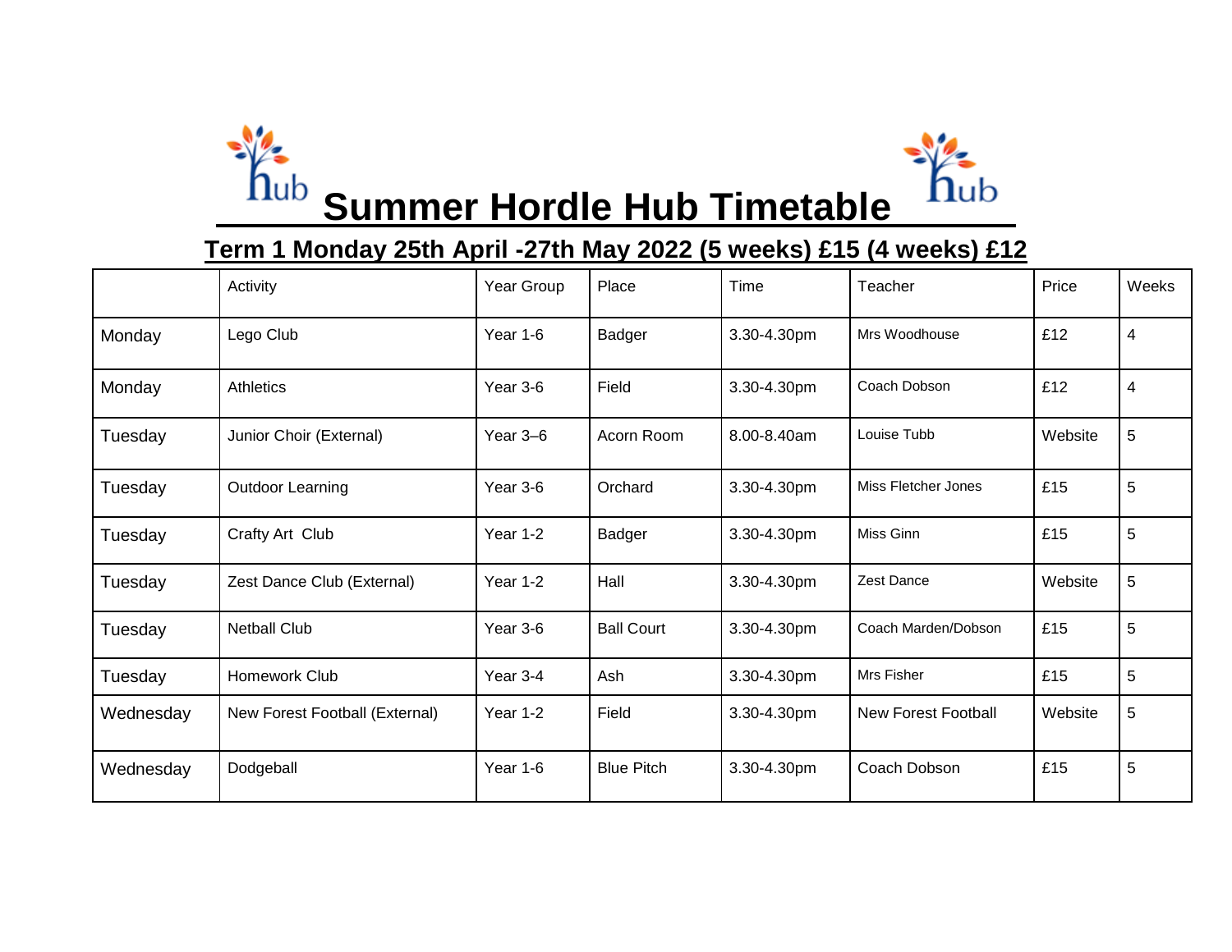# Summer Hordle Hub Timetable

## Term 1 Monday 25th April -27th May 2022 (5 weeks) £15 (4 weeks) £12

| | Activity | Year Group | Place | Time | Teacher | Price | Weeks |
|---|---|---|---|---|---|---|---|
| Monday | Lego Club | Year 1-6 | Badger | 3.30-4.30pm | Mrs Woodhouse | £12 | 4 |
| Monday | Athletics | Year 3-6 | Field | 3.30-4.30pm | Coach Dobson | £12 | 4 |
| Tuesday | Junior Choir (External) | Year 3–6 | Acorn Room | 8.00-8.40am | Louise Tubb | Website | 5 |
| Tuesday | Outdoor Learning | Year 3-6 | Orchard | 3.30-4.30pm | Miss Fletcher Jones | £15 | 5 |
| Tuesday | Crafty Art Club | Year 1-2 | Badger | 3.30-4.30pm | Miss Ginn | £15 | 5 |
| Tuesday | Zest Dance Club (External) | Year 1-2 | Hall | 3.30-4.30pm | Zest Dance | Website | 5 |
| Tuesday | Netball Club | Year 3-6 | Ball Court | 3.30-4.30pm | Coach Marden/Dobson | £15 | 5 |
| Tuesday | Homework Club | Year 3-4 | Ash | 3.30-4.30pm | Mrs Fisher | £15 | 5 |
| Wednesday | New Forest Football (External) | Year 1-2 | Field | 3.30-4.30pm | New Forest Football | Website | 5 |
| Wednesday | Dodgeball | Year 1-6 | Blue Pitch | 3.30-4.30pm | Coach Dobson | £15 | 5 |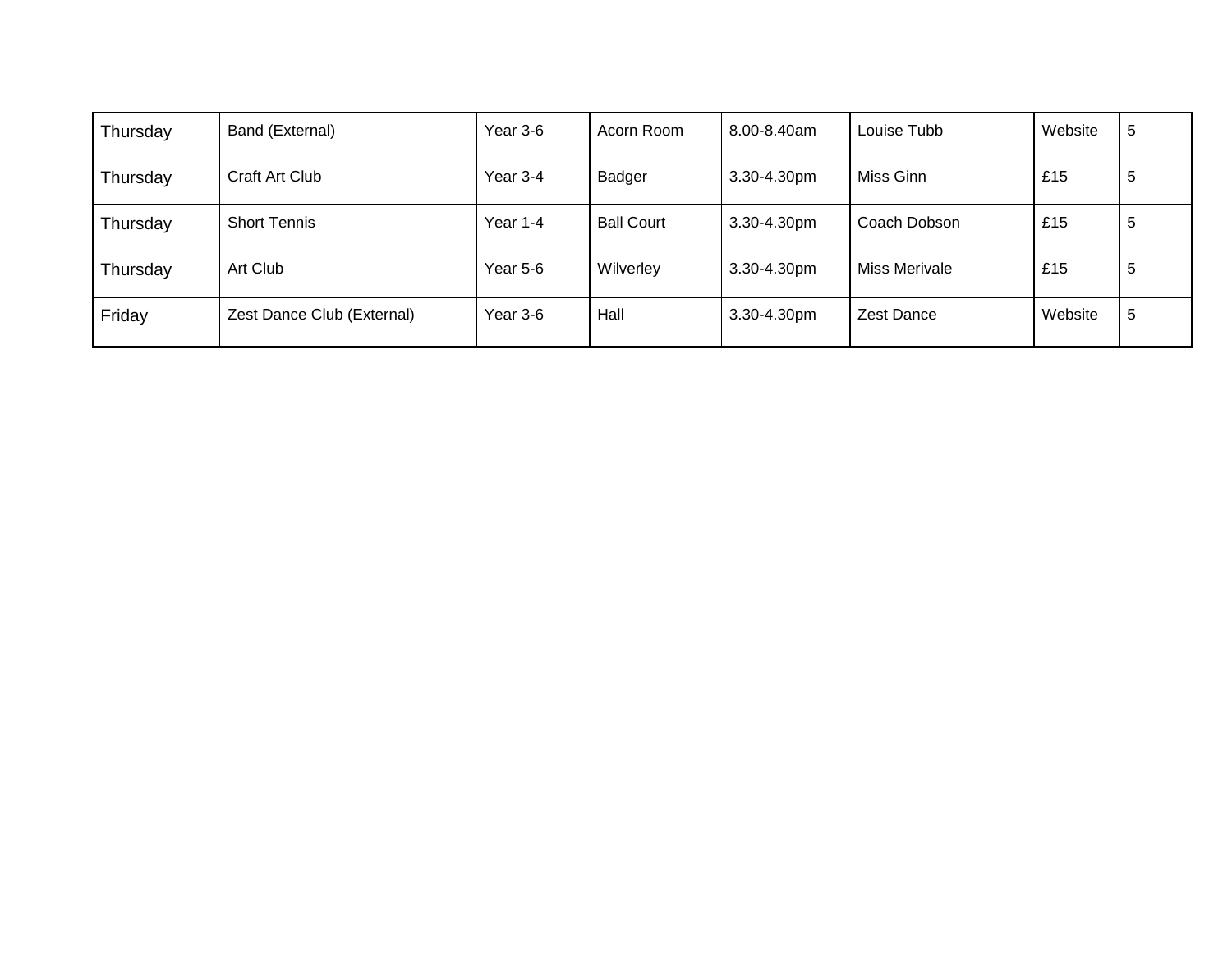| | | | | | | | |
|---|---|---|---|---|---|---|---|
| Thursday | Band (External) | Year 3-6 | Acorn Room | 8.00-8.40am | Louise Tubb | Website | 5 |
| Thursday | Craft Art Club | Year 3-4 | Badger | 3.30-4.30pm | Miss Ginn | £15 | 5 |
| Thursday | Short Tennis | Year 1-4 | Ball Court | 3.30-4.30pm | Coach Dobson | £15 | 5 |
| Thursday | Art Club | Year 5-6 | Wilverley | 3.30-4.30pm | Miss Merivale | £15 | 5 |
| Friday | Zest Dance Club (External) | Year 3-6 | Hall | 3.30-4.30pm | Zest Dance | Website | 5 |